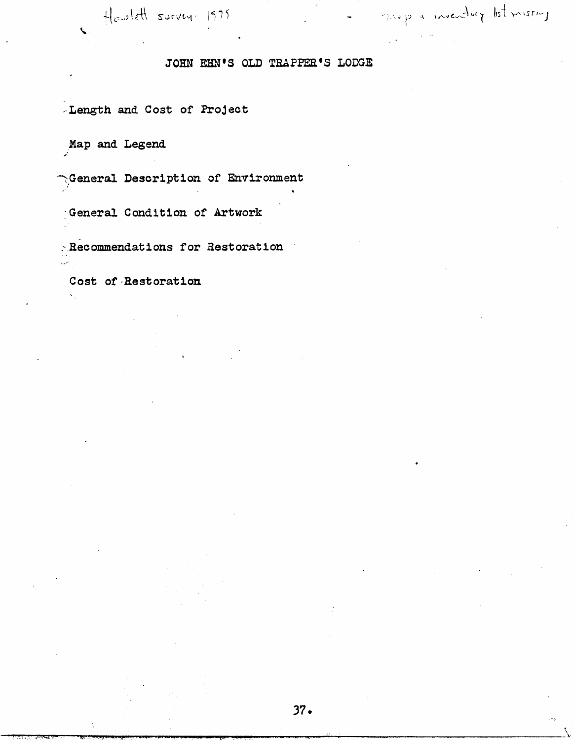Howlett survey 1975 - map + inventory list missing

# JOHN EHN'S OLD TRAPPER'S LODGE

Length and Cost of Project

Map and Legend

General Description of Environment

General Condition of Artwork

Recommendations for Restoration

Cost of Restoration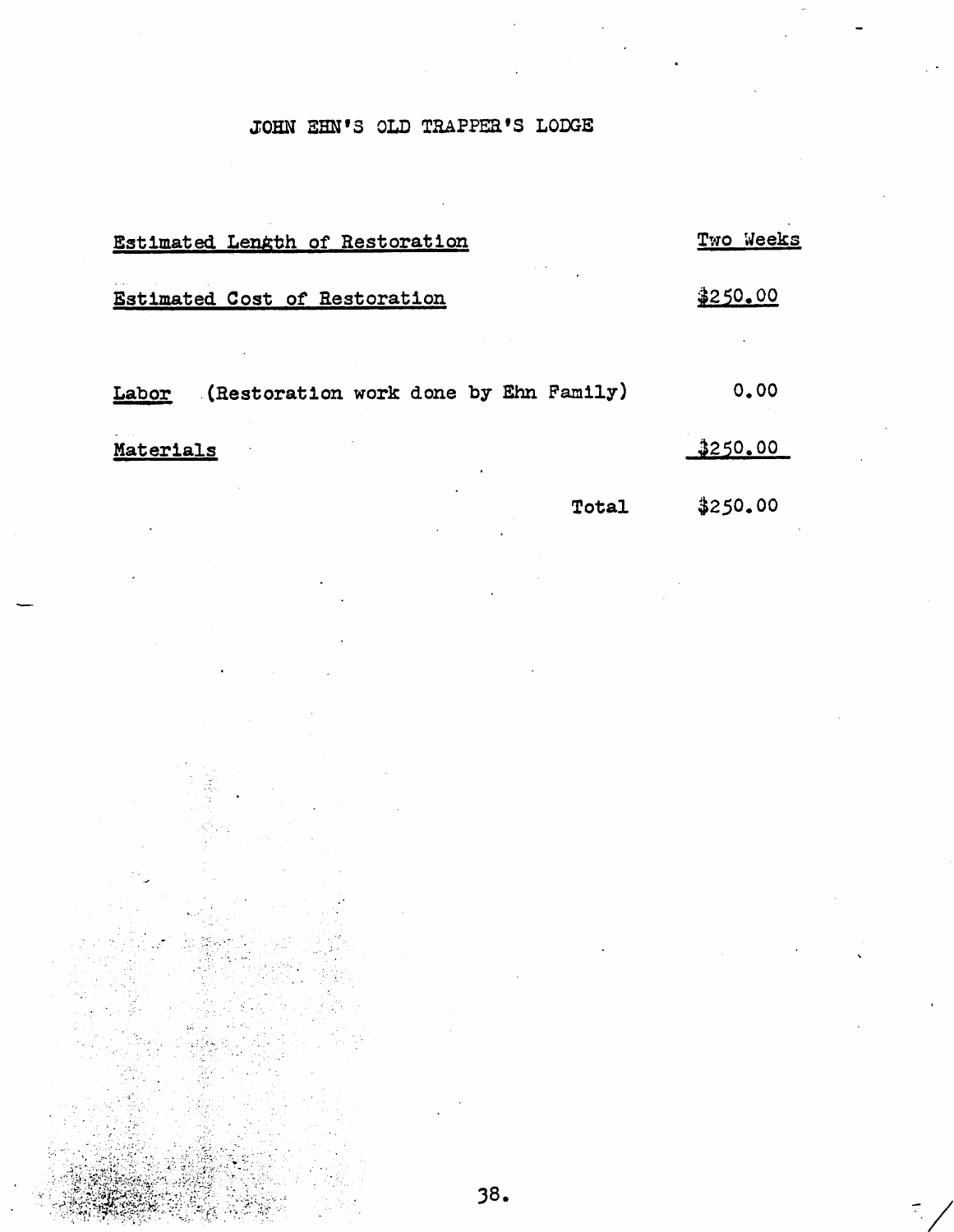# JOHN EHN'S OLD TRAPPER'S LODGE

| | |
|---|---|
| Estimated Length of Restoration | Two Weeks |
| Estimated Cost of Restoration | $250.00 |
| | |
| Labor (Restoration work done by Ehn Family) | 0.00 |
| Materials | $250.00 |
| Total | $250.00 |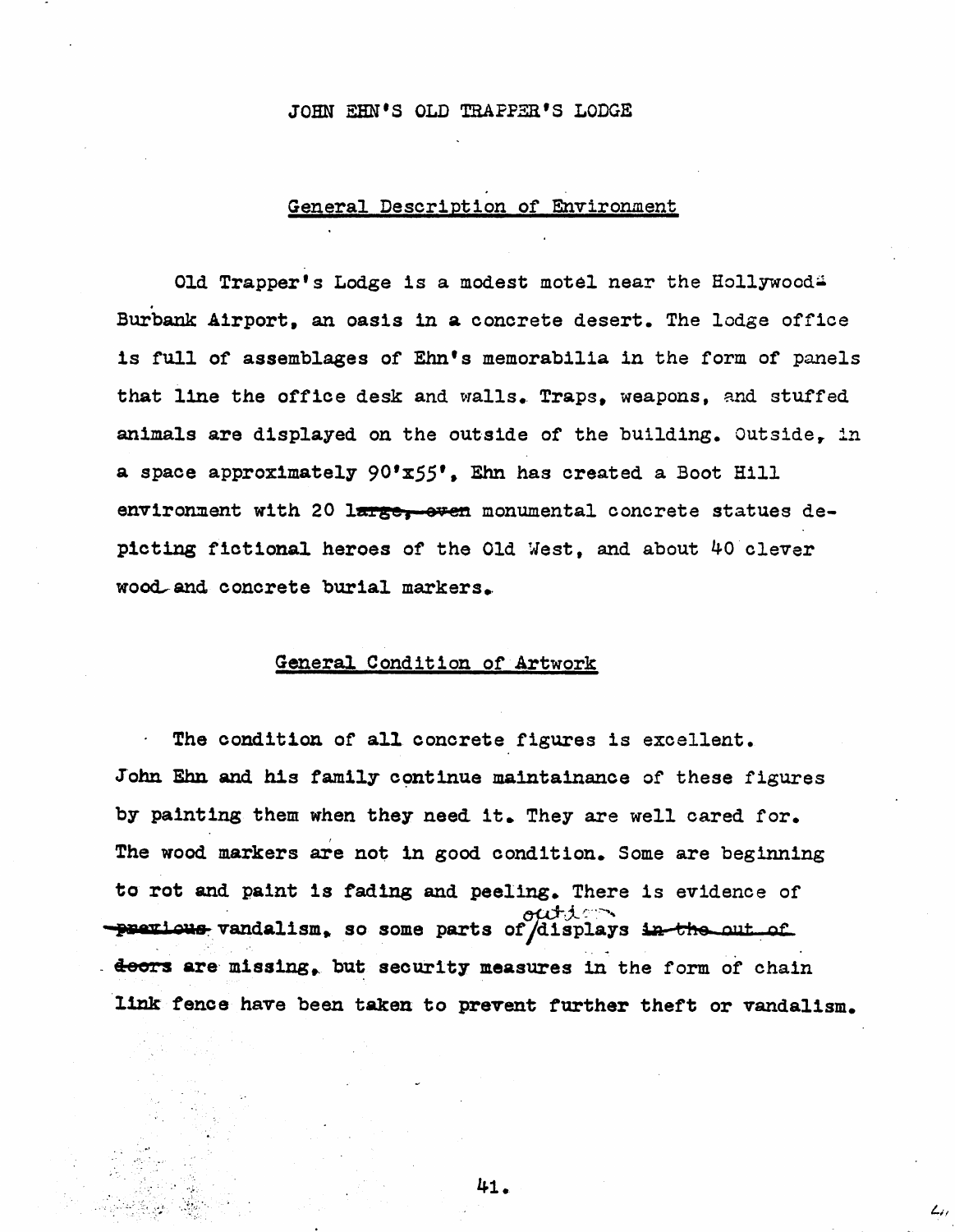# JOHN EHN'S OLD TRAPPER'S LODGE

## General Description of Environment

Old Trapper's Lodge is a modest motel near the Hollywood-Burbank Airport, an oasis in a concrete desert. The lodge office is full of assemblages of Ehn's memorabilia in the form of panels that line the office desk and walls. Traps, weapons, and stuffed animals are displayed on the outside of the building. Outside, in a space approximately 90'x55', Ehn has created a Boot Hill environment with 20 ~~large, even~~ monumental concrete statues depicting fictional heroes of the Old West, and about 40 clever wood and concrete burial markers.

## General Condition of Artwork

The condition of all concrete figures is excellent. John Ehn and his family continue maintainance of these figures by painting them when they need it. They are well cared for. The wood markers are not in good condition. Some are beginning to rot and paint is fading and peeling. There is evidence of ~~previous~~ vandalism, so some parts of outdoor displays ~~in the out of doors~~ are missing, but security measures in the form of chain link fence have been taken to prevent further theft or vandalism.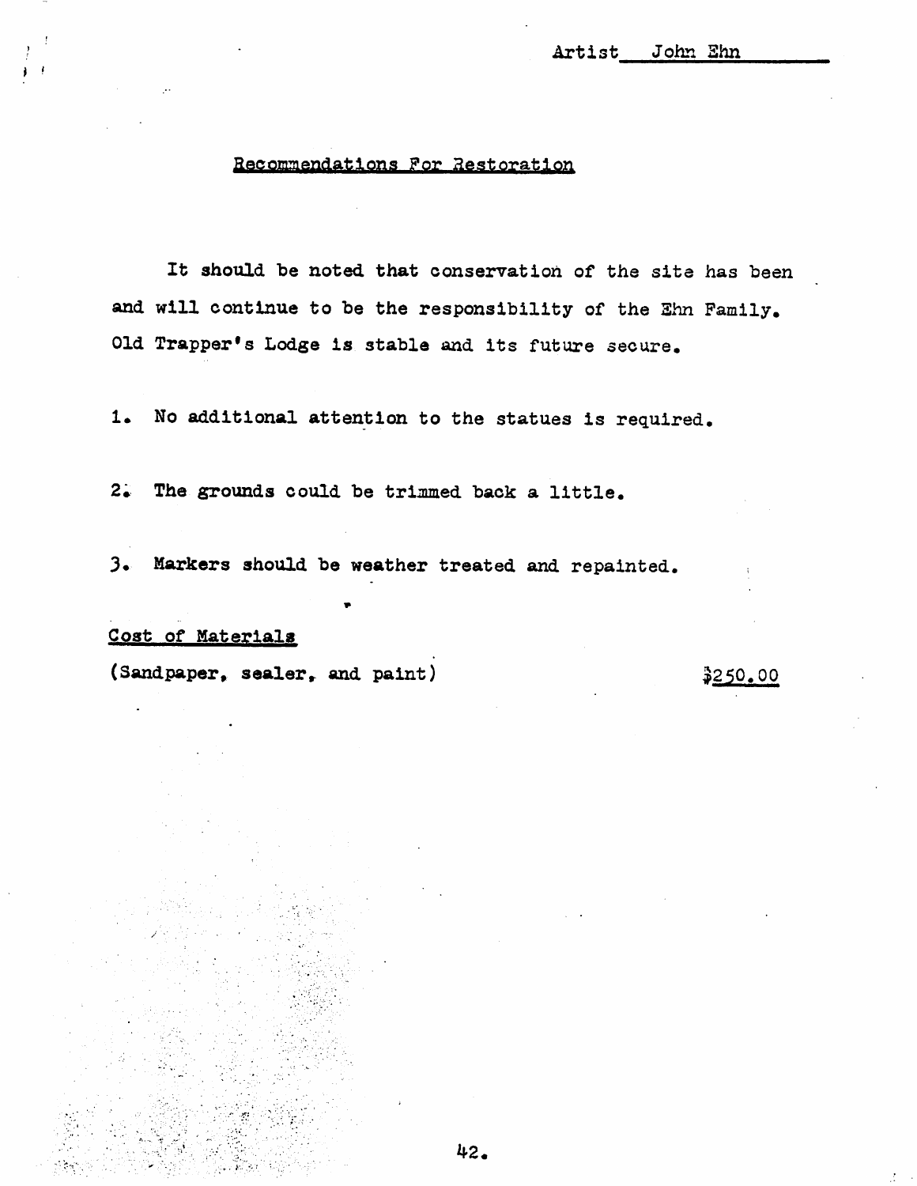Artist John Ehn

## Recommendations For Restoration

It should be noted that conservation of the site has been and will continue to be the responsibility of the Ehn Family. Old Trapper's Lodge is stable and its future secure.

1. No additional attention to the statues is required.

2. The grounds could be trimmed back a little.

3. Markers should be weather treated and repainted.

Cost of Materials

(Sandpaper, sealer, and paint) $250.00